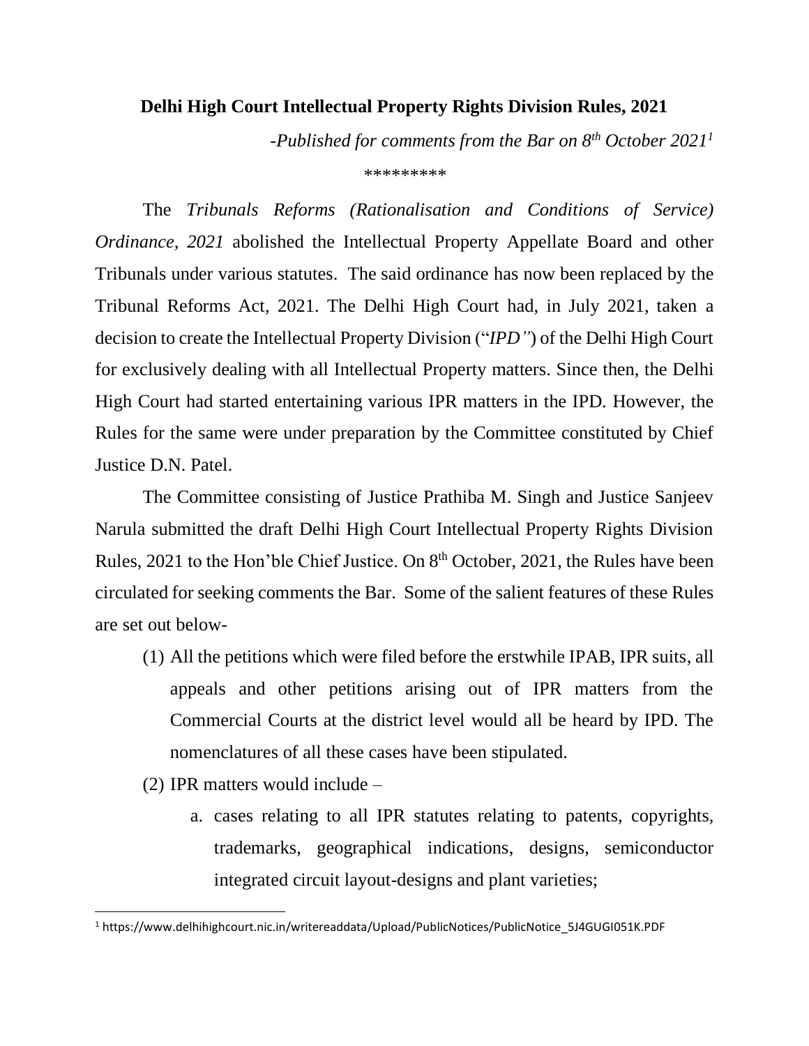# Delhi High Court Intellectual Property Rights Division Rules, 2021

*-Published for comments from the Bar on 8th October 2021*[1]

*********

The *Tribunals Reforms (Rationalisation and Conditions of Service) Ordinance, 2021* abolished the Intellectual Property Appellate Board and other Tribunals under various statutes. The said ordinance has now been replaced by the Tribunal Reforms Act, 2021. The Delhi High Court had, in July 2021, taken a decision to create the Intellectual Property Division ("*IPD"*) of the Delhi High Court for exclusively dealing with all Intellectual Property matters. Since then, the Delhi High Court had started entertaining various IPR matters in the IPD. However, the Rules for the same were under preparation by the Committee constituted by Chief Justice D.N. Patel.

The Committee consisting of Justice Prathiba M. Singh and Justice Sanjeev Narula submitted the draft Delhi High Court Intellectual Property Rights Division Rules, 2021 to the Hon'ble Chief Justice. On 8th October, 2021, the Rules have been circulated for seeking comments the Bar. Some of the salient features of these Rules are set out below-

(1) All the petitions which were filed before the erstwhile IPAB, IPR suits, all appeals and other petitions arising out of IPR matters from the Commercial Courts at the district level would all be heard by IPD. The nomenclatures of all these cases have been stipulated.

(2) IPR matters would include –

   a. cases relating to all IPR statutes relating to patents, copyrights, trademarks, geographical indications, designs, semiconductor integrated circuit layout-designs and plant varieties;

[1] https://www.delhihighcourt.nic.in/writereaddata/Upload/PublicNotices/PublicNotice_5J4GUGI051K.PDF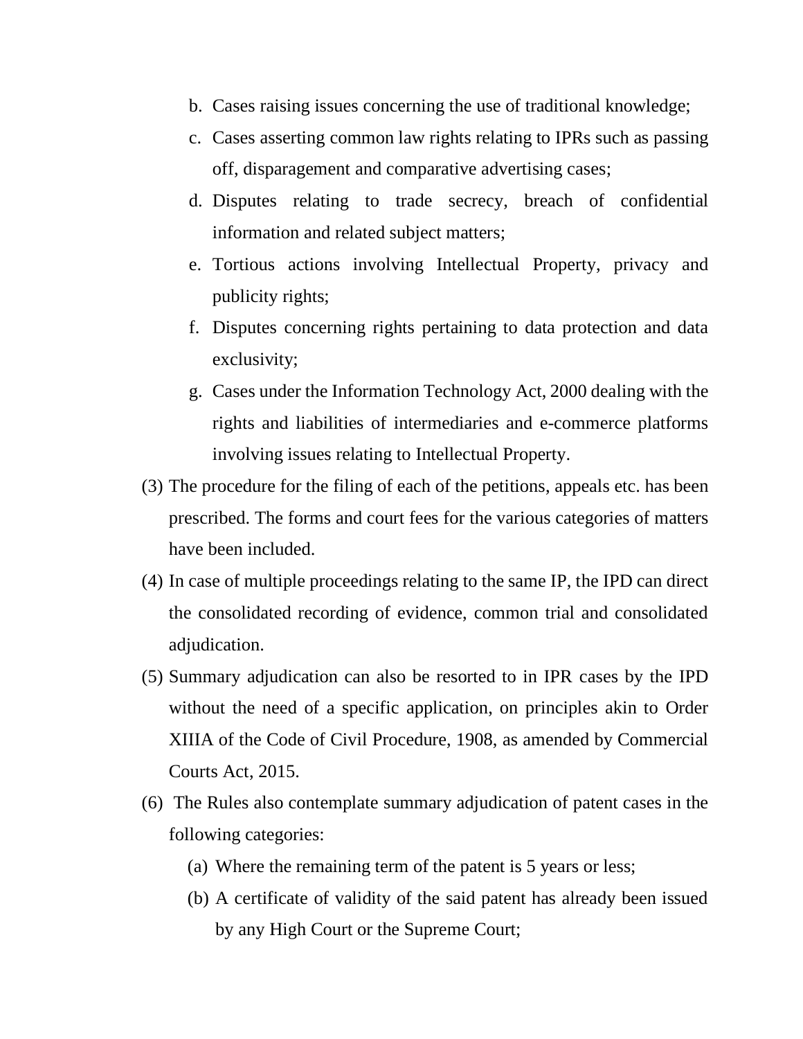b. Cases raising issues concerning the use of traditional knowledge;
   c. Cases asserting common law rights relating to IPRs such as passing off, disparagement and comparative advertising cases;
   d. Disputes relating to trade secrecy, breach of confidential information and related subject matters;
   e. Tortious actions involving Intellectual Property, privacy and publicity rights;
   f. Disputes concerning rights pertaining to data protection and data exclusivity;
   g. Cases under the Information Technology Act, 2000 dealing with the rights and liabilities of intermediaries and e-commerce platforms involving issues relating to Intellectual Property.

(3) The procedure for the filing of each of the petitions, appeals etc. has been prescribed. The forms and court fees for the various categories of matters have been included.

(4) In case of multiple proceedings relating to the same IP, the IPD can direct the consolidated recording of evidence, common trial and consolidated adjudication.

(5) Summary adjudication can also be resorted to in IPR cases by the IPD without the need of a specific application, on principles akin to Order XIIIA of the Code of Civil Procedure, 1908, as amended by Commercial Courts Act, 2015.

(6) The Rules also contemplate summary adjudication of patent cases in the following categories:

   (a) Where the remaining term of the patent is 5 years or less;
   (b) A certificate of validity of the said patent has already been issued by any High Court or the Supreme Court;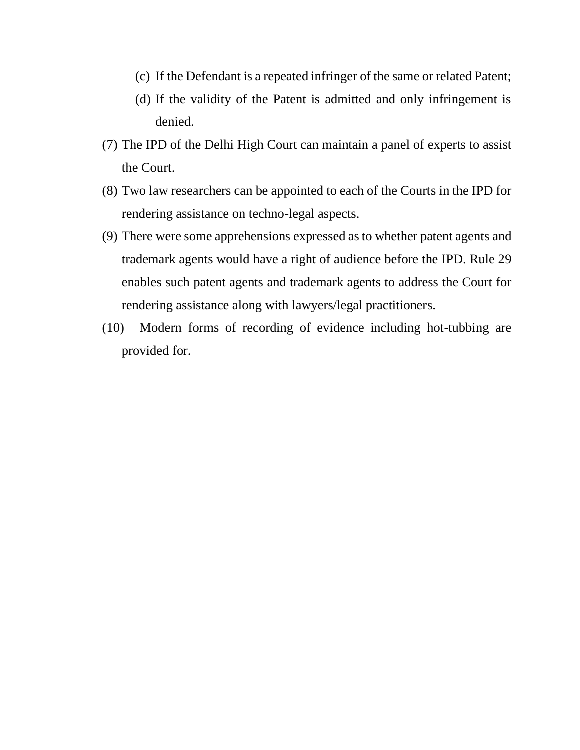(c) If the Defendant is a repeated infringer of the same or related Patent;

(d) If the validity of the Patent is admitted and only infringement is denied.

(7) The IPD of the Delhi High Court can maintain a panel of experts to assist the Court.

(8) Two law researchers can be appointed to each of the Courts in the IPD for rendering assistance on techno-legal aspects.

(9) There were some apprehensions expressed as to whether patent agents and trademark agents would have a right of audience before the IPD. Rule 29 enables such patent agents and trademark agents to address the Court for rendering assistance along with lawyers/legal practitioners.

(10) Modern forms of recording of evidence including hot-tubbing are provided for.